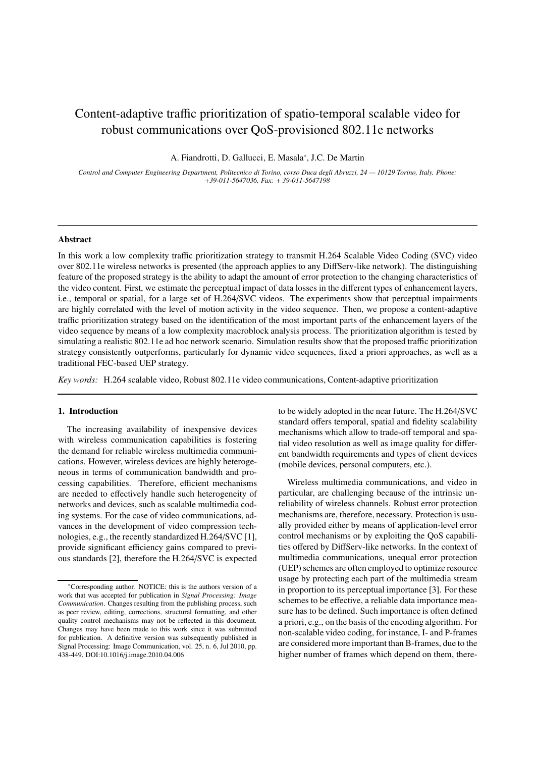# Content-adaptive traffic prioritization of spatio-temporal scalable video for robust communications over QoS-provisioned 802.11e networks

A. Fiandrotti, D. Gallucci, E. Masala*, J.C. De Martin

*Control and Computer Engineering Department, Politecnico di Torino, corso Duca degli Abruzzi, 24 — 10129 Torino, Italy. Phone: +39-011-5647036, Fax: + 39-011-5647198*

---

### Abstract

In this work a low complexity traffic prioritization strategy to transmit H.264 Scalable Video Coding (SVC) video over 802.11e wireless networks is presented (the approach applies to any DiffServ-like network). The distinguishing feature of the proposed strategy is the ability to adapt the amount of error protection to the changing characteristics of the video content. First, we estimate the perceptual impact of data losses in the different types of enhancement layers, i.e., temporal or spatial, for a large set of H.264/SVC videos. The experiments show that perceptual impairments are highly correlated with the level of motion activity in the video sequence. Then, we propose a content-adaptive traffic prioritization strategy based on the identification of the most important parts of the enhancement layers of the video sequence by means of a low complexity macroblock analysis process. The prioritization algorithm is tested by simulating a realistic 802.11e ad hoc network scenario. Simulation results show that the proposed traffic prioritization strategy consistently outperforms, particularly for dynamic video sequences, fixed a priori approaches, as well as a traditional FEC-based UEP strategy.

*Key words:* H.264 scalable video, Robust 802.11e video communications, Content-adaptive prioritization

---

## 1. Introduction

The increasing availability of inexpensive devices with wireless communication capabilities is fostering the demand for reliable wireless multimedia communications. However, wireless devices are highly heterogeneous in terms of communication bandwidth and processing capabilities. Therefore, efficient mechanisms are needed to effectively handle such heterogeneity of networks and devices, such as scalable multimedia coding systems. For the case of video communications, advances in the development of video compression technologies, e.g., the recently standardized H.264/SVC [1], provide significant efficiency gains compared to previous standards [2], therefore the H.264/SVC is expected to be widely adopted in the near future. The H.264/SVC standard offers temporal, spatial and fidelity scalability mechanisms which allow to trade-off temporal and spatial video resolution as well as image quality for different bandwidth requirements and types of client devices (mobile devices, personal computers, etc.).

Wireless multimedia communications, and video in particular, are challenging because of the intrinsic unreliability of wireless channels. Robust error protection mechanisms are, therefore, necessary. Protection is usually provided either by means of application-level error control mechanisms or by exploiting the QoS capabilities offered by DiffServ-like networks. In the context of multimedia communications, unequal error protection (UEP) schemes are often employed to optimize resource usage by protecting each part of the multimedia stream in proportion to its perceptual importance [3]. For these schemes to be effective, a reliable data importance measure has to be defined. Such importance is often defined a priori, e.g., on the basis of the encoding algorithm. For non-scalable video coding, for instance, I- and P-frames are considered more important than B-frames, due to the higher number of frames which depend on them, there-

---

*Corresponding author. NOTICE: this is the authors version of a work that was accepted for publication in *Signal Processing: Image Communication*. Changes resulting from the publishing process, such as peer review, editing, corrections, structural formatting, and other quality control mechanisms may not be reflected in this document. Changes may have been made to this work since it was submitted for publication. A definitive version was subsequently published in Signal Processing: Image Communication, vol. 25, n. 6, Jul 2010, pp. 438-449, DOI:10.1016/j.image.2010.04.006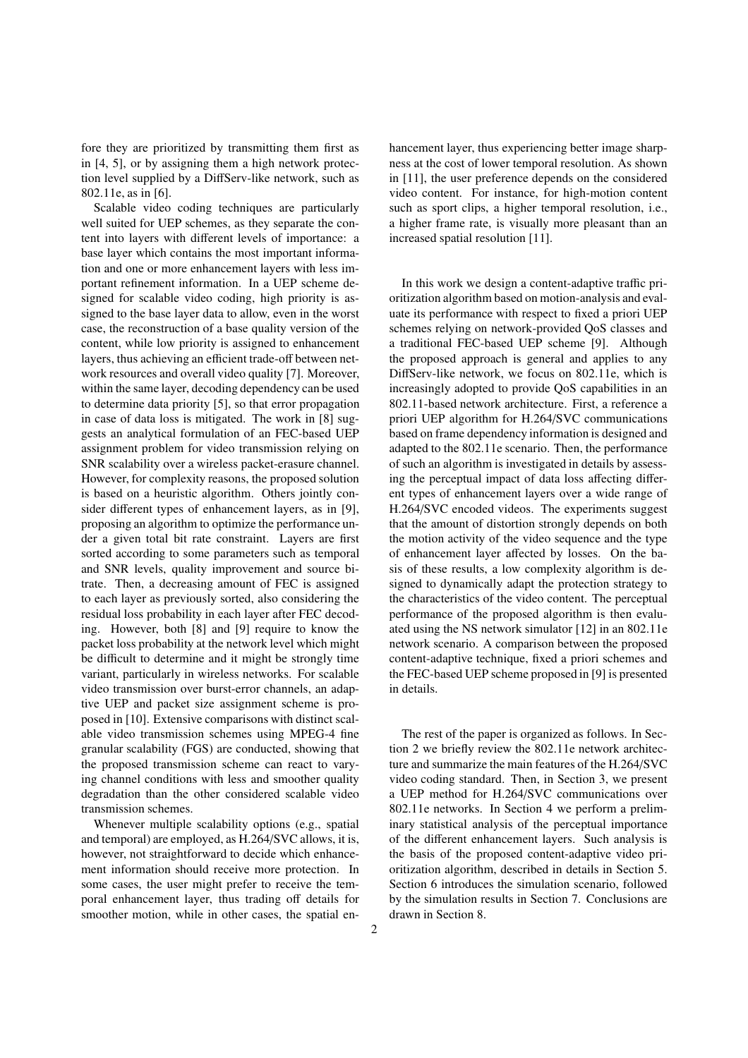fore they are prioritized by transmitting them first as in [4, 5], or by assigning them a high network protection level supplied by a DiffServ-like network, such as 802.11e, as in [6].

Scalable video coding techniques are particularly well suited for UEP schemes, as they separate the content into layers with different levels of importance: a base layer which contains the most important information and one or more enhancement layers with less important refinement information. In a UEP scheme designed for scalable video coding, high priority is assigned to the base layer data to allow, even in the worst case, the reconstruction of a base quality version of the content, while low priority is assigned to enhancement layers, thus achieving an efficient trade-off between network resources and overall video quality [7]. Moreover, within the same layer, decoding dependency can be used to determine data priority [5], so that error propagation in case of data loss is mitigated. The work in [8] suggests an analytical formulation of an FEC-based UEP assignment problem for video transmission relying on SNR scalability over a wireless packet-erasure channel. However, for complexity reasons, the proposed solution is based on a heuristic algorithm. Others jointly consider different types of enhancement layers, as in [9], proposing an algorithm to optimize the performance under a given total bit rate constraint. Layers are first sorted according to some parameters such as temporal and SNR levels, quality improvement and source bitrate. Then, a decreasing amount of FEC is assigned to each layer as previously sorted, also considering the residual loss probability in each layer after FEC decoding. However, both [8] and [9] require to know the packet loss probability at the network level which might be difficult to determine and it might be strongly time variant, particularly in wireless networks. For scalable video transmission over burst-error channels, an adaptive UEP and packet size assignment scheme is proposed in [10]. Extensive comparisons with distinct scalable video transmission schemes using MPEG-4 fine granular scalability (FGS) are conducted, showing that the proposed transmission scheme can react to varying channel conditions with less and smoother quality degradation than the other considered scalable video transmission schemes.

Whenever multiple scalability options (e.g., spatial and temporal) are employed, as H.264/SVC allows, it is, however, not straightforward to decide which enhancement information should receive more protection. In some cases, the user might prefer to receive the temporal enhancement layer, thus trading off details for smoother motion, while in other cases, the spatial enhancement layer, thus experiencing better image sharpness at the cost of lower temporal resolution. As shown in [11], the user preference depends on the considered video content. For instance, for high-motion content such as sport clips, a higher temporal resolution, i.e., a higher frame rate, is visually more pleasant than an increased spatial resolution [11].

In this work we design a content-adaptive traffic prioritization algorithm based on motion-analysis and evaluate its performance with respect to fixed a priori UEP schemes relying on network-provided QoS classes and a traditional FEC-based UEP scheme [9]. Although the proposed approach is general and applies to any DiffServ-like network, we focus on 802.11e, which is increasingly adopted to provide QoS capabilities in an 802.11-based network architecture. First, a reference a priori UEP algorithm for H.264/SVC communications based on frame dependency information is designed and adapted to the 802.11e scenario. Then, the performance of such an algorithm is investigated in details by assessing the perceptual impact of data loss affecting different types of enhancement layers over a wide range of H.264/SVC encoded videos. The experiments suggest that the amount of distortion strongly depends on both the motion activity of the video sequence and the type of enhancement layer affected by losses. On the basis of these results, a low complexity algorithm is designed to dynamically adapt the protection strategy to the characteristics of the video content. The perceptual performance of the proposed algorithm is then evaluated using the NS network simulator [12] in an 802.11e network scenario. A comparison between the proposed content-adaptive technique, fixed a priori schemes and the FEC-based UEP scheme proposed in [9] is presented in details.

The rest of the paper is organized as follows. In Section 2 we briefly review the 802.11e network architecture and summarize the main features of the H.264/SVC video coding standard. Then, in Section 3, we present a UEP method for H.264/SVC communications over 802.11e networks. In Section 4 we perform a preliminary statistical analysis of the perceptual importance of the different enhancement layers. Such analysis is the basis of the proposed content-adaptive video prioritization algorithm, described in details in Section 5. Section 6 introduces the simulation scenario, followed by the simulation results in Section 7. Conclusions are drawn in Section 8.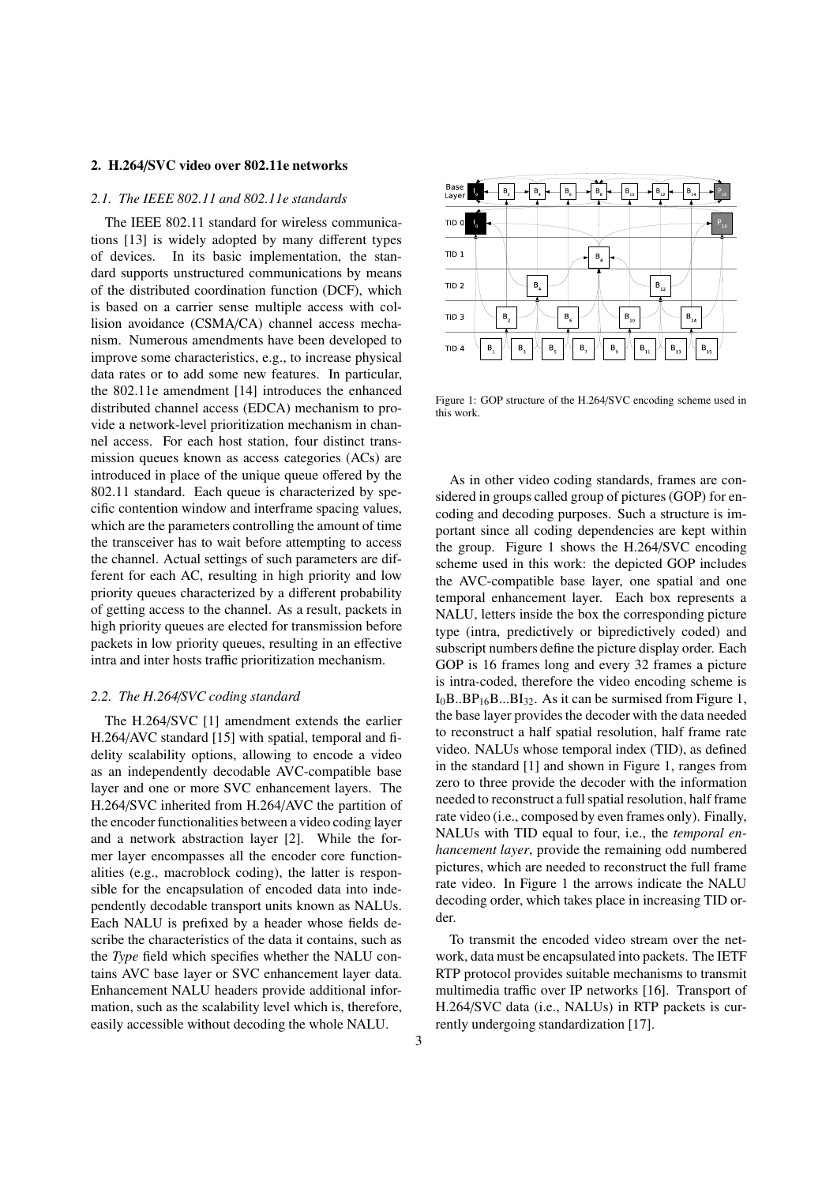## 2. H.264/SVC video over 802.11e networks

### 2.1. The IEEE 802.11 and 802.11e standards

The IEEE 802.11 standard for wireless communications [13] is widely adopted by many different types of devices. In its basic implementation, the standard supports unstructured communications by means of the distributed coordination function (DCF), which is based on a carrier sense multiple access with collision avoidance (CSMA/CA) channel access mechanism. Numerous amendments have been developed to improve some characteristics, e.g., to increase physical data rates or to add some new features. In particular, the 802.11e amendment [14] introduces the enhanced distributed channel access (EDCA) mechanism to provide a network-level prioritization mechanism in channel access. For each host station, four distinct transmission queues known as access categories (ACs) are introduced in place of the unique queue offered by the 802.11 standard. Each queue is characterized by specific contention window and interframe spacing values, which are the parameters controlling the amount of time the transceiver has to wait before attempting to access the channel. Actual settings of such parameters are different for each AC, resulting in high priority and low priority queues characterized by a different probability of getting access to the channel. As a result, packets in high priority queues are elected for transmission before packets in low priority queues, resulting in an effective intra and inter hosts traffic prioritization mechanism.

### 2.2. The H.264/SVC coding standard

The H.264/SVC [1] amendment extends the earlier H.264/AVC standard [15] with spatial, temporal and fidelity scalability options, allowing to encode a video as an independently decodable AVC-compatible base layer and one or more SVC enhancement layers. The H.264/SVC inherited from H.264/AVC the partition of the encoder functionalities between a video coding layer and a network abstraction layer [2]. While the former layer encompasses all the encoder core functionalities (e.g., macroblock coding), the latter is responsible for the encapsulation of encoded data into independently decodable transport units known as NALUs. Each NALU is prefixed by a header whose fields describe the characteristics of the data it contains, such as the *Type* field which specifies whether the NALU contains AVC base layer or SVC enhancement layer data. Enhancement NALU headers provide additional information, such as the scalability level which is, therefore, easily accessible without decoding the whole NALU.

Figure 1: GOP structure of the H.264/SVC encoding scheme used in this work.

As in other video coding standards, frames are considered in groups called group of pictures (GOP) for encoding and decoding purposes. Such a structure is important since all coding dependencies are kept within the group. Figure 1 shows the H.264/SVC encoding scheme used in this work: the depicted GOP includes the AVC-compatible base layer, one spatial and one temporal enhancement layer. Each box represents a NALU, letters inside the box the corresponding picture type (intra, predictively or bipredictively coded) and subscript numbers define the picture display order. Each GOP is 16 frames long and every 32 frames a picture is intra-coded, therefore the video encoding scheme is $I_0B..BP_{16}B...BI_{32}$. As it can be surmised from Figure 1, the base layer provides the decoder with the data needed to reconstruct a half spatial resolution, half frame rate video. NALUs whose temporal index (TID), as defined in the standard [1] and shown in Figure 1, ranges from zero to three provide the decoder with the information needed to reconstruct a full spatial resolution, half frame rate video (i.e., composed by even frames only). Finally, NALUs with TID equal to four, i.e., the *temporal enhancement layer*, provide the remaining odd numbered pictures, which are needed to reconstruct the full frame rate video. In Figure 1 the arrows indicate the NALU decoding order, which takes place in increasing TID order.

To transmit the encoded video stream over the network, data must be encapsulated into packets. The IETF RTP protocol provides suitable mechanisms to transmit multimedia traffic over IP networks [16]. Transport of H.264/SVC data (i.e., NALUs) in RTP packets is currently undergoing standardization [17].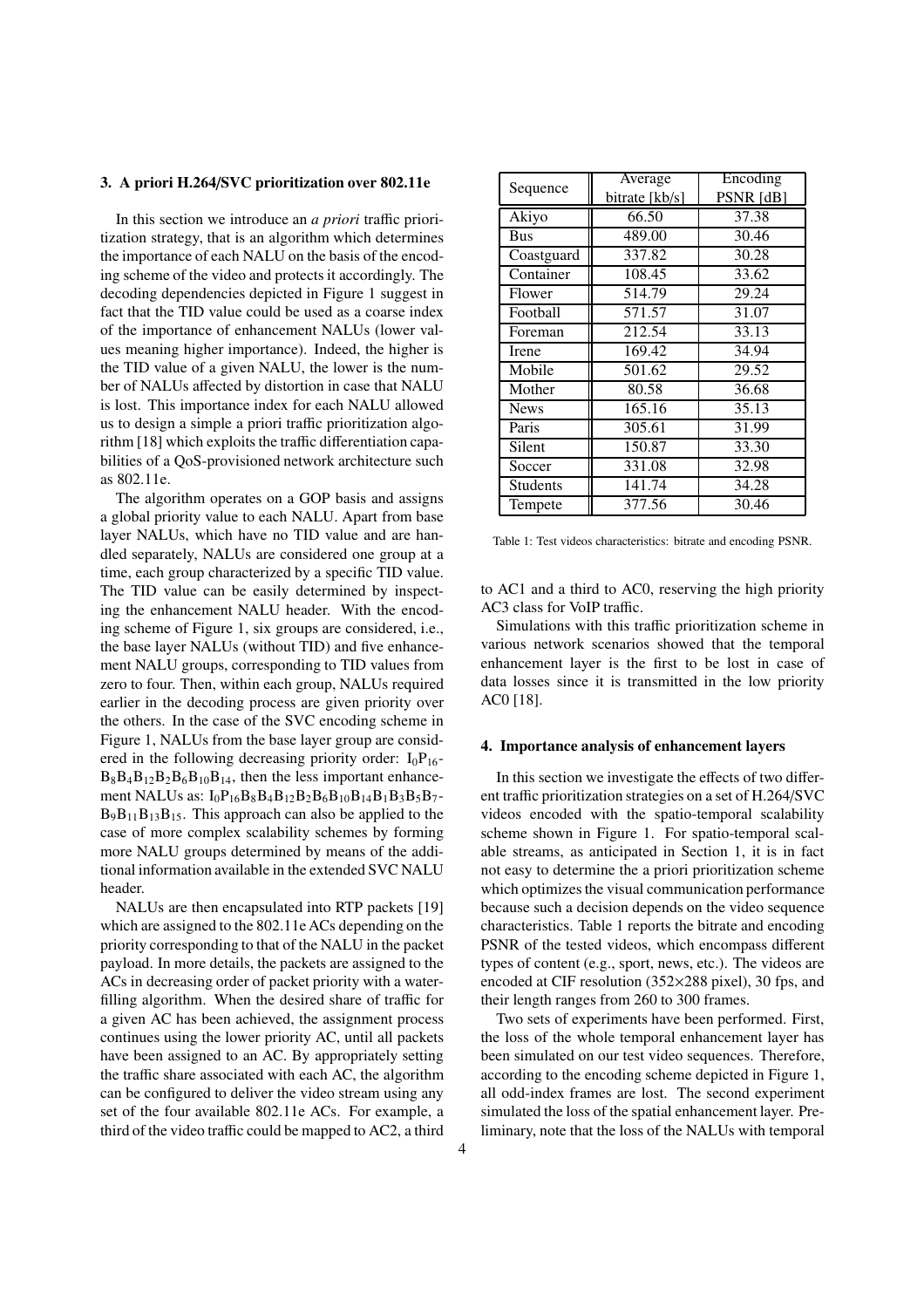## 3. A priori H.264/SVC prioritization over 802.11e

In this section we introduce an *a priori* traffic prioritization strategy, that is an algorithm which determines the importance of each NALU on the basis of the encoding scheme of the video and protects it accordingly. The decoding dependencies depicted in Figure 1 suggest in fact that the TID value could be used as a coarse index of the importance of enhancement NALUs (lower values meaning higher importance). Indeed, the higher is the TID value of a given NALU, the lower is the number of NALUs affected by distortion in case that NALU is lost. This importance index for each NALU allowed us to design a simple a priori traffic prioritization algorithm [18] which exploits the traffic differentiation capabilities of a QoS-provisioned network architecture such as 802.11e.

The algorithm operates on a GOP basis and assigns a global priority value to each NALU. Apart from base layer NALUs, which have no TID value and are handled separately, NALUs are considered one group at a time, each group characterized by a specific TID value. The TID value can be easily determined by inspecting the enhancement NALU header. With the encoding scheme of Figure 1, six groups are considered, i.e., the base layer NALUs (without TID) and five enhancement NALU groups, corresponding to TID values from zero to four. Then, within each group, NALUs required earlier in the decoding process are given priority over the others. In the case of the SVC encoding scheme in Figure 1, NALUs from the base layer group are considered in the following decreasing priority order: $I_0P_{16}$-$B_8B_4B_{12}B_2B_6B_{10}B_{14}$, then the less important enhancement NALUs as: $I_0P_{16}B_8B_4B_{12}B_2B_6B_{10}B_{14}B_1B_3B_5B_7$-$B_9B_{11}B_{13}B_{15}$. This approach can also be applied to the case of more complex scalability schemes by forming more NALU groups determined by means of the additional information available in the extended SVC NALU header.

NALUs are then encapsulated into RTP packets [19] which are assigned to the 802.11e ACs depending on the priority corresponding to that of the NALU in the packet payload. In more details, the packets are assigned to the ACs in decreasing order of packet priority with a waterfilling algorithm. When the desired share of traffic for a given AC has been achieved, the assignment process continues using the lower priority AC, until all packets have been assigned to an AC. By appropriately setting the traffic share associated with each AC, the algorithm can be configured to deliver the video stream using any set of the four available 802.11e ACs. For example, a third of the video traffic could be mapped to AC2, a third to AC1 and a third to AC0, reserving the high priority AC3 class for VoIP traffic.

Simulations with this traffic prioritization scheme in various network scenarios showed that the temporal enhancement layer is the first to be lost in case of data losses since it is transmitted in the low priority AC0 [18].

| Sequence | Average bitrate [kb/s] | Encoding PSNR [dB] |
|---|---|---|
| Akiyo | 66.50 | 37.38 |
| Bus | 489.00 | 30.46 |
| Coastguard | 337.82 | 30.28 |
| Container | 108.45 | 33.62 |
| Flower | 514.79 | 29.24 |
| Football | 571.57 | 31.07 |
| Foreman | 212.54 | 33.13 |
| Irene | 169.42 | 34.94 |
| Mobile | 501.62 | 29.52 |
| Mother | 80.58 | 36.68 |
| News | 165.16 | 35.13 |
| Paris | 305.61 | 31.99 |
| Silent | 150.87 | 33.30 |
| Soccer | 331.08 | 32.98 |
| Students | 141.74 | 34.28 |
| Tempete | 377.56 | 30.46 |

Table 1: Test videos characteristics: bitrate and encoding PSNR.

## 4. Importance analysis of enhancement layers

In this section we investigate the effects of two different traffic prioritization strategies on a set of H.264/SVC videos encoded with the spatio-temporal scalability scheme shown in Figure 1. For spatio-temporal scalable streams, as anticipated in Section 1, it is in fact not easy to determine the a priori prioritization scheme which optimizes the visual communication performance because such a decision depends on the video sequence characteristics. Table 1 reports the bitrate and encoding PSNR of the tested videos, which encompass different types of content (e.g., sport, news, etc.). The videos are encoded at CIF resolution (352×288 pixel), 30 fps, and their length ranges from 260 to 300 frames.

Two sets of experiments have been performed. First, the loss of the whole temporal enhancement layer has been simulated on our test video sequences. Therefore, according to the encoding scheme depicted in Figure 1, all odd-index frames are lost. The second experiment simulated the loss of the spatial enhancement layer. Preliminary, note that the loss of the NALUs with temporal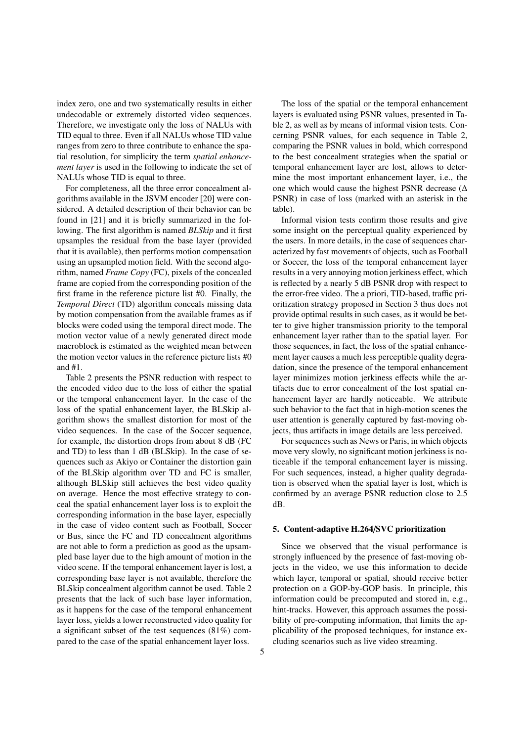index zero, one and two systematically results in either undecodable or extremely distorted video sequences. Therefore, we investigate only the loss of NALUs with TID equal to three. Even if all NALUs whose TID value ranges from zero to three contribute to enhance the spatial resolution, for simplicity the term *spatial enhancement layer* is used in the following to indicate the set of NALUs whose TID is equal to three.

For completeness, all the three error concealment algorithms available in the JSVM encoder [20] were considered. A detailed description of their behavior can be found in [21] and it is briefly summarized in the following. The first algorithm is named *BLSkip* and it first upsamples the residual from the base layer (provided that it is available), then performs motion compensation using an upsampled motion field. With the second algorithm, named *Frame Copy* (FC), pixels of the concealed frame are copied from the corresponding position of the first frame in the reference picture list #0. Finally, the *Temporal Direct* (TD) algorithm conceals missing data by motion compensation from the available frames as if blocks were coded using the temporal direct mode. The motion vector value of a newly generated direct mode macroblock is estimated as the weighted mean between the motion vector values in the reference picture lists #0 and #1.

Table 2 presents the PSNR reduction with respect to the encoded video due to the loss of either the spatial or the temporal enhancement layer. In the case of the loss of the spatial enhancement layer, the BLSkip algorithm shows the smallest distortion for most of the video sequences. In the case of the Soccer sequence, for example, the distortion drops from about 8 dB (FC and TD) to less than 1 dB (BLSkip). In the case of sequences such as Akiyo or Container the distortion gain of the BLSkip algorithm over TD and FC is smaller, although BLSkip still achieves the best video quality on average. Hence the most effective strategy to conceal the spatial enhancement layer loss is to exploit the corresponding information in the base layer, especially in the case of video content such as Football, Soccer or Bus, since the FC and TD concealment algorithms are not able to form a prediction as good as the upsampled base layer due to the high amount of motion in the video scene. If the temporal enhancement layer is lost, a corresponding base layer is not available, therefore the BLSkip concealment algorithm cannot be used. Table 2 presents that the lack of such base layer information, as it happens for the case of the temporal enhancement layer loss, yields a lower reconstructed video quality for a significant subset of the test sequences (81%) compared to the case of the spatial enhancement layer loss.

The loss of the spatial or the temporal enhancement layers is evaluated using PSNR values, presented in Table 2, as well as by means of informal vision tests. Concerning PSNR values, for each sequence in Table 2, comparing the PSNR values in bold, which correspond to the best concealment strategies when the spatial or temporal enhancement layer are lost, allows to determine the most important enhancement layer, i.e., the one which would cause the highest PSNR decrease ($\Delta$ PSNR) in case of loss (marked with an asterisk in the table).

Informal vision tests confirm those results and give some insight on the perceptual quality experienced by the users. In more details, in the case of sequences characterized by fast movements of objects, such as Football or Soccer, the loss of the temporal enhancement layer results in a very annoying motion jerkiness effect, which is reflected by a nearly 5 dB PSNR drop with respect to the error-free video. The a priori, TID-based, traffic prioritization strategy proposed in Section 3 thus does not provide optimal results in such cases, as it would be better to give higher transmission priority to the temporal enhancement layer rather than to the spatial layer. For those sequences, in fact, the loss of the spatial enhancement layer causes a much less perceptible quality degradation, since the presence of the temporal enhancement layer minimizes motion jerkiness effects while the artifacts due to error concealment of the lost spatial enhancement layer are hardly noticeable. We attribute such behavior to the fact that in high-motion scenes the user attention is generally captured by fast-moving objects, thus artifacts in image details are less perceived.

For sequences such as News or Paris, in which objects move very slowly, no significant motion jerkiness is noticeable if the temporal enhancement layer is missing. For such sequences, instead, a higher quality degradation is observed when the spatial layer is lost, which is confirmed by an average PSNR reduction close to 2.5 dB.

## 5. Content-adaptive H.264/SVC prioritization

Since we observed that the visual performance is strongly influenced by the presence of fast-moving objects in the video, we use this information to decide which layer, temporal or spatial, should receive better protection on a GOP-by-GOP basis. In principle, this information could be precomputed and stored in, e.g., hint-tracks. However, this approach assumes the possibility of pre-computing information, that limits the applicability of the proposed techniques, for instance excluding scenarios such as live video streaming.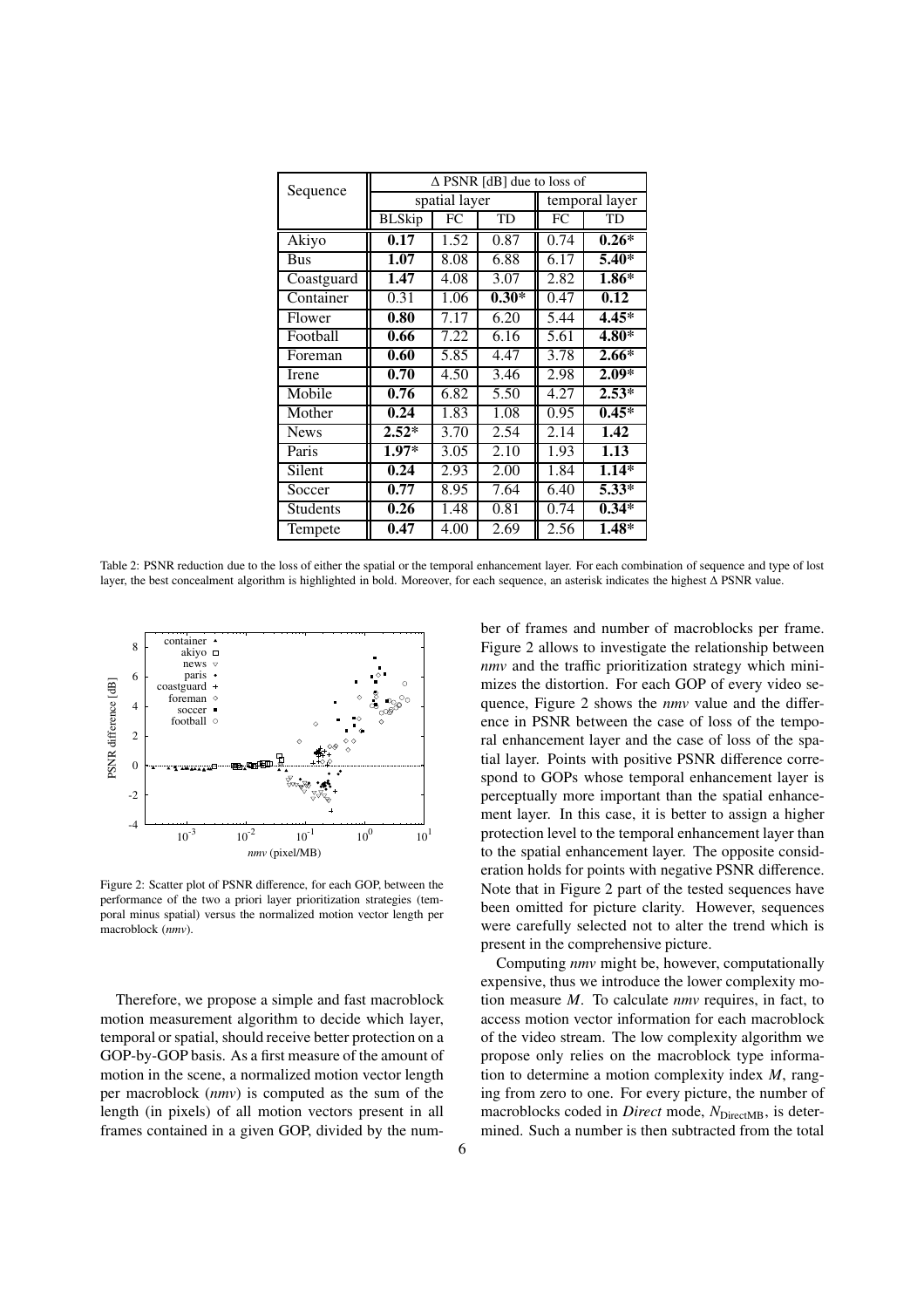| Sequence | Δ PSNR [dB] due to loss of | | | | |
|---|---|---|---|---|---|
| | spatial layer | | | temporal layer | |
| | BLSkip | FC | TD | FC | TD |
| Akiyo | **0.17** | 1.52 | 0.87 | 0.74 | **0.26***|
| Bus | **1.07** | 8.08 | 6.88 | 6.17 | **5.40*** |
| Coastguard | **1.47** | 4.08 | 3.07 | 2.82 | **1.86*** |
| Container | 0.31 | 1.06 | **0.30*** | 0.47 | **0.12** |
| Flower | **0.80** | 7.17 | 6.20 | 5.44 | **4.45*** |
| Football | **0.66** | 7.22 | 6.16 | 5.61 | **4.80*** |
| Foreman | **0.60** | 5.85 | 4.47 | 3.78 | **2.66*** |
| Irene | **0.70** | 4.50 | 3.46 | 2.98 | **2.09*** |
| Mobile | **0.76** | 6.82 | 5.50 | 4.27 | **2.53*** |
| Mother | **0.24** | 1.83 | 1.08 | 0.95 | **0.45*** |
| News | **2.52*** | 3.70 | 2.54 | 2.14 | **1.42** |
| Paris | **1.97*** | 3.05 | 2.10 | 1.93 | **1.13** |
| Silent | **0.24** | 2.93 | 2.00 | 1.84 | **1.14*** |
| Soccer | **0.77** | 8.95 | 7.64 | 6.40 | **5.33*** |
| Students | **0.26** | 1.48 | 0.81 | 0.74 | **0.34*** |
| Tempete | **0.47** | 4.00 | 2.69 | 2.56 | **1.48*** |

Table 2: PSNR reduction due to the loss of either the spatial or the temporal enhancement layer. For each combination of sequence and type of lost layer, the best concealment algorithm is highlighted in bold. Moreover, for each sequence, an asterisk indicates the highest Δ PSNR value.

container
akiyo
news
paris
coastguard
foreman
soccer
football

PSNR difference [dB]

8
6
4
2
0
-2
-4

$10^{-3}$ $10^{-2}$ $10^{-1}$ $10^{0}$ $10^{1}$

*nmv* (pixel/MB)

Figure 2: Scatter plot of PSNR difference, for each GOP, between the performance of the two a priori layer prioritization strategies (temporal minus spatial) versus the normalized motion vector length per macroblock (*nmv*).

Therefore, we propose a simple and fast macroblock motion measurement algorithm to decide which layer, temporal or spatial, should receive better protection on a GOP-by-GOP basis. As a first measure of the amount of motion in the scene, a normalized motion vector length per macroblock (*nmv*) is computed as the sum of the length (in pixels) of all motion vectors present in all frames contained in a given GOP, divided by the number of frames and number of macroblocks per frame. Figure 2 allows to investigate the relationship between *nmv* and the traffic prioritization strategy which minimizes the distortion. For each GOP of every video sequence, Figure 2 shows the *nmv* value and the difference in PSNR between the case of loss of the temporal enhancement layer and the case of loss of the spatial layer. Points with positive PSNR difference correspond to GOPs whose temporal enhancement layer is perceptually more important than the spatial enhancement layer. In this case, it is better to assign a higher protection level to the temporal enhancement layer than to the spatial enhancement layer. The opposite consideration holds for points with negative PSNR difference. Note that in Figure 2 part of the tested sequences have been omitted for picture clarity. However, sequences were carefully selected not to alter the trend which is present in the comprehensive picture.

Computing *nmv* might be, however, computationally expensive, thus we introduce the lower complexity motion measure $M$. To calculate *nmv* requires, in fact, to access motion vector information for each macroblock of the video stream. The low complexity algorithm we propose only relies on the macroblock type information to determine a motion complexity index $M$, ranging from zero to one. For every picture, the number of macroblocks coded in *Direct* mode, $N_{\text{DirectMB}}$, is determined. Such a number is then subtracted from the total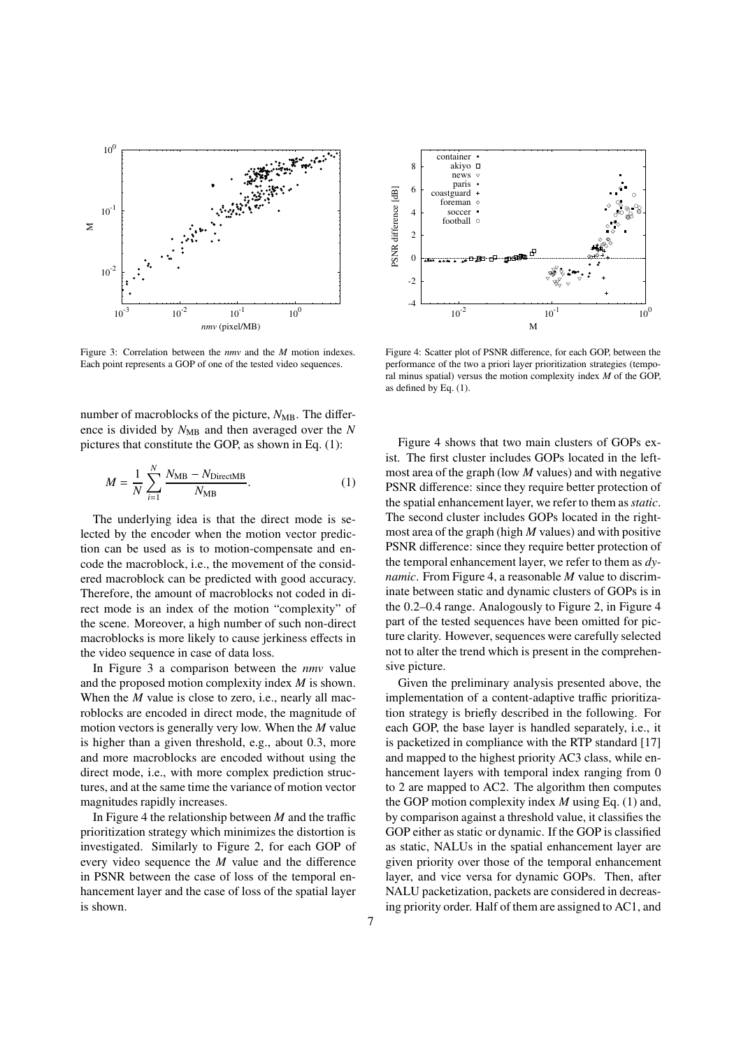Figure 3: Correlation between the *nmv* and the *M* motion indexes. Each point represents a GOP of one of the tested video sequences.

Figure 4: Scatter plot of PSNR difference, for each GOP, between the performance of the two a priori layer prioritization strategies (temporal minus spatial) versus the motion complexity index *M* of the GOP, as defined by Eq. (1).

number of macroblocks of the picture, $N_{\mathrm{MB}}$. The difference is divided by $N_{\mathrm{MB}}$ and then averaged over the $N$ pictures that constitute the GOP, as shown in Eq. (1):

$$M = \frac{1}{N} \sum_{i=1}^{N} \frac{N_{\mathrm{MB}} - N_{\mathrm{DirectMB}}}{N_{\mathrm{MB}}}. \quad (1)$$

The underlying idea is that the direct mode is selected by the encoder when the motion vector prediction can be used as is to motion-compensate and encode the macroblock, i.e., the movement of the considered macroblock can be predicted with good accuracy. Therefore, the amount of macroblocks not coded in direct mode is an index of the motion "complexity" of the scene. Moreover, a high number of such non-direct macroblocks is more likely to cause jerkiness effects in the video sequence in case of data loss.

In Figure 3 a comparison between the *nmv* value and the proposed motion complexity index $M$ is shown. When the $M$ value is close to zero, i.e., nearly all macroblocks are encoded in direct mode, the magnitude of motion vectors is generally very low. When the $M$ value is higher than a given threshold, e.g., about 0.3, more and more macroblocks are encoded without using the direct mode, i.e., with more complex prediction structures, and at the same time the variance of motion vector magnitudes rapidly increases.

In Figure 4 the relationship between $M$ and the traffic prioritization strategy which minimizes the distortion is investigated. Similarly to Figure 2, for each GOP of every video sequence the $M$ value and the difference in PSNR between the case of loss of the temporal enhancement layer and the case of loss of the spatial layer is shown.

Figure 4 shows that two main clusters of GOPs exist. The first cluster includes GOPs located in the leftmost area of the graph (low $M$ values) and with negative PSNR difference: since they require better protection of the spatial enhancement layer, we refer to them as *static*. The second cluster includes GOPs located in the rightmost area of the graph (high $M$ values) and with positive PSNR difference: since they require better protection of the temporal enhancement layer, we refer to them as *dynamic*. From Figure 4, a reasonable $M$ value to discriminate between static and dynamic clusters of GOPs is in the 0.2–0.4 range. Analogously to Figure 2, in Figure 4 part of the tested sequences have been omitted for picture clarity. However, sequences were carefully selected not to alter the trend which is present in the comprehensive picture.

Given the preliminary analysis presented above, the implementation of a content-adaptive traffic prioritization strategy is briefly described in the following. For each GOP, the base layer is handled separately, i.e., it is packetized in compliance with the RTP standard [17] and mapped to the highest priority AC3 class, while enhancement layers with temporal index ranging from 0 to 2 are mapped to AC2. The algorithm then computes the GOP motion complexity index $M$ using Eq. (1) and, by comparison against a threshold value, it classifies the GOP either as static or dynamic. If the GOP is classified as static, NALUs in the spatial enhancement layer are given priority over those of the temporal enhancement layer, and vice versa for dynamic GOPs. Then, after NALU packetization, packets are considered in decreasing priority order. Half of them are assigned to AC1, and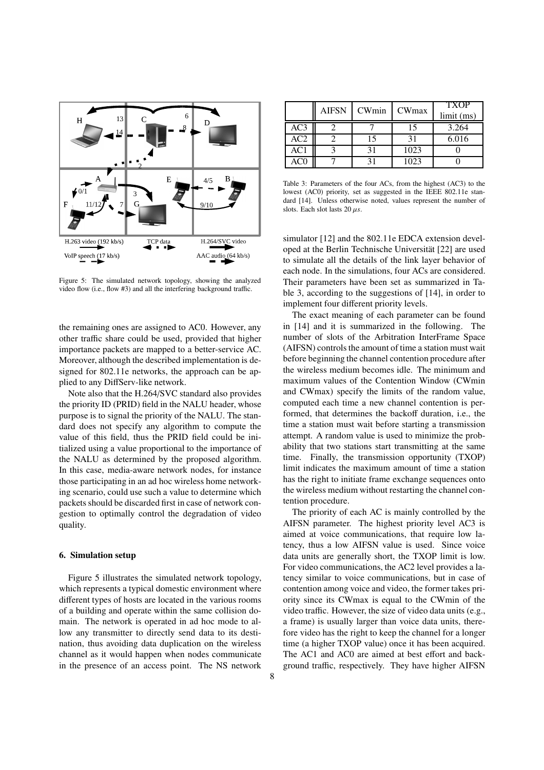Figure 5: The simulated network topology, showing the analyzed video flow (i.e., flow #3) and all the interfering background traffic.

the remaining ones are assigned to AC0. However, any other traffic share could be used, provided that higher importance packets are mapped to a better-service AC. Moreover, although the described implementation is designed for 802.11e networks, the approach can be applied to any DiffServ-like network.

Note also that the H.264/SVC standard also provides the priority ID (PRID) field in the NALU header, whose purpose is to signal the priority of the NALU. The standard does not specify any algorithm to compute the value of this field, thus the PRID field could be initialized using a value proportional to the importance of the NALU as determined by the proposed algorithm. In this case, media-aware network nodes, for instance those participating in an ad hoc wireless home networking scenario, could use such a value to determine which packets should be discarded first in case of network congestion to optimally control the degradation of video quality.

### 6. Simulation setup

Figure 5 illustrates the simulated network topology, which represents a typical domestic environment where different types of hosts are located in the various rooms of a building and operate within the same collision domain. The network is operated in ad hoc mode to allow any transmitter to directly send data to its destination, thus avoiding data duplication on the wireless channel as it would happen when nodes communicate in the presence of an access point. The NS network simulator [12] and the 802.11e EDCA extension developed at the Berlin Technische Universität [22] are used to simulate all the details of the link layer behavior of each node. In the simulations, four ACs are considered. Their parameters have been set as summarized in Table 3, according to the suggestions of [14], in order to implement four different priority levels.

| | AIFSN | CWmin | CWmax | TXOP limit (ms) |
|---|---|---|---|---|
| AC3 | 2 | 7 | 15 | 3.264 |
| AC2 | 2 | 15 | 31 | 6.016 |
| AC1 | 3 | 31 | 1023 | 0 |
| AC0 | 7 | 31 | 1023 | 0 |

Table 3: Parameters of the four ACs, from the highest (AC3) to the lowest (AC0) priority, set as suggested in the IEEE 802.11e standard [14]. Unless otherwise noted, values represent the number of slots. Each slot lasts 20 $\mu s$.

The exact meaning of each parameter can be found in [14] and it is summarized in the following. The number of slots of the Arbitration InterFrame Space (AIFSN) controls the amount of time a station must wait before beginning the channel contention procedure after the wireless medium becomes idle. The minimum and maximum values of the Contention Window (CWmin and CWmax) specify the limits of the random value, computed each time a new channel contention is performed, that determines the backoff duration, i.e., the time a station must wait before starting a transmission attempt. A random value is used to minimize the probability that two stations start transmitting at the same time. Finally, the transmission opportunity (TXOP) limit indicates the maximum amount of time a station has the right to initiate frame exchange sequences onto the wireless medium without restarting the channel contention procedure.

The priority of each AC is mainly controlled by the AIFSN parameter. The highest priority level AC3 is aimed at voice communications, that require low latency, thus a low AIFSN value is used. Since voice data units are generally short, the TXOP limit is low. For video communications, the AC2 level provides a latency similar to voice communications, but in case of contention among voice and video, the former takes priority since its CWmax is equal to the CWmin of the video traffic. However, the size of video data units (e.g., a frame) is usually larger than voice data units, therefore video has the right to keep the channel for a longer time (a higher TXOP value) once it has been acquired. The AC1 and AC0 are aimed at best effort and background traffic, respectively. They have higher AIFSN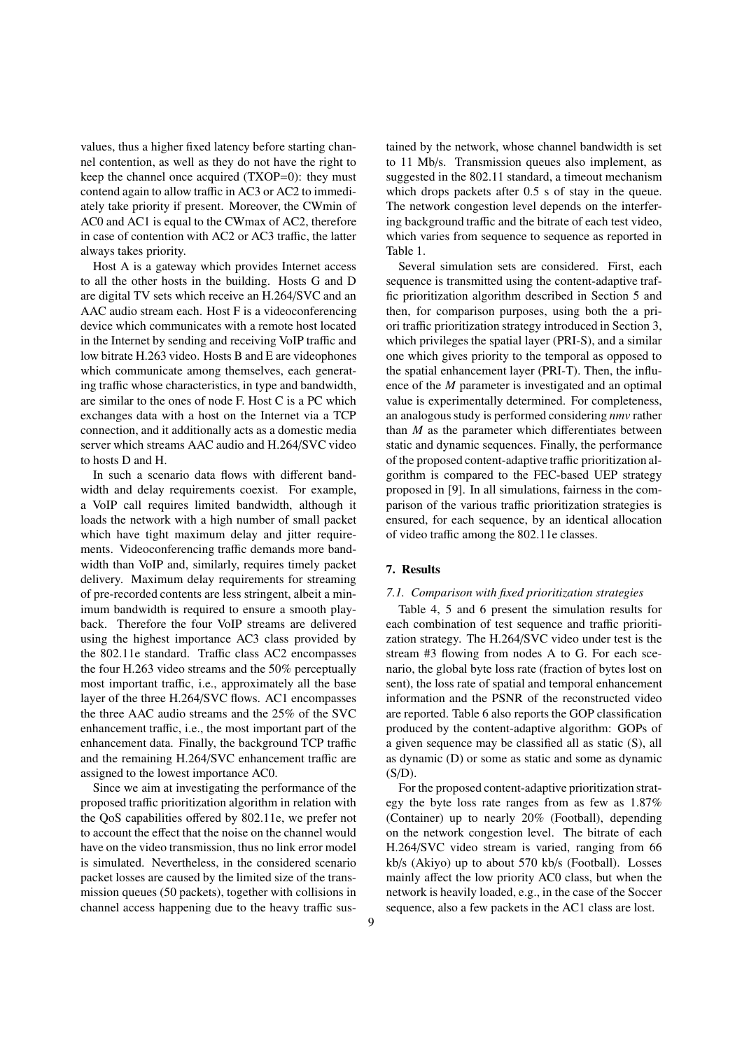values, thus a higher fixed latency before starting channel contention, as well as they do not have the right to keep the channel once acquired (TXOP=0): they must contend again to allow traffic in AC3 or AC2 to immediately take priority if present. Moreover, the CWmin of AC0 and AC1 is equal to the CWmax of AC2, therefore in case of contention with AC2 or AC3 traffic, the latter always takes priority.

Host A is a gateway which provides Internet access to all the other hosts in the building. Hosts G and D are digital TV sets which receive an H.264/SVC and an AAC audio stream each. Host F is a videoconferencing device which communicates with a remote host located in the Internet by sending and receiving VoIP traffic and low bitrate H.263 video. Hosts B and E are videophones which communicate among themselves, each generating traffic whose characteristics, in type and bandwidth, are similar to the ones of node F. Host C is a PC which exchanges data with a host on the Internet via a TCP connection, and it additionally acts as a domestic media server which streams AAC audio and H.264/SVC video to hosts D and H.

In such a scenario data flows with different bandwidth and delay requirements coexist. For example, a VoIP call requires limited bandwidth, although it loads the network with a high number of small packet which have tight maximum delay and jitter requirements. Videoconferencing traffic demands more bandwidth than VoIP and, similarly, requires timely packet delivery. Maximum delay requirements for streaming of pre-recorded contents are less stringent, albeit a minimum bandwidth is required to ensure a smooth playback. Therefore the four VoIP streams are delivered using the highest importance AC3 class provided by the 802.11e standard. Traffic class AC2 encompasses the four H.263 video streams and the 50% perceptually most important traffic, i.e., approximately all the base layer of the three H.264/SVC flows. AC1 encompasses the three AAC audio streams and the 25% of the SVC enhancement traffic, i.e., the most important part of the enhancement data. Finally, the background TCP traffic and the remaining H.264/SVC enhancement traffic are assigned to the lowest importance AC0.

Since we aim at investigating the performance of the proposed traffic prioritization algorithm in relation with the QoS capabilities offered by 802.11e, we prefer not to account the effect that the noise on the channel would have on the video transmission, thus no link error model is simulated. Nevertheless, in the considered scenario packet losses are caused by the limited size of the transmission queues (50 packets), together with collisions in channel access happening due to the heavy traffic sustained by the network, whose channel bandwidth is set to 11 Mb/s. Transmission queues also implement, as suggested in the 802.11 standard, a timeout mechanism which drops packets after 0.5 s of stay in the queue. The network congestion level depends on the interfering background traffic and the bitrate of each test video, which varies from sequence to sequence as reported in Table 1.

Several simulation sets are considered. First, each sequence is transmitted using the content-adaptive traffic prioritization algorithm described in Section 5 and then, for comparison purposes, using both the a priori traffic prioritization strategy introduced in Section 3, which privileges the spatial layer (PRI-S), and a similar one which gives priority to the temporal as opposed to the spatial enhancement layer (PRI-T). Then, the influence of the $M$ parameter is investigated and an optimal value is experimentally determined. For completeness, an analogous study is performed considering *nmv* rather than $M$ as the parameter which differentiates between static and dynamic sequences. Finally, the performance of the proposed content-adaptive traffic prioritization algorithm is compared to the FEC-based UEP strategy proposed in [9]. In all simulations, fairness in the comparison of the various traffic prioritization strategies is ensured, for each sequence, by an identical allocation of video traffic among the 802.11e classes.

## 7. Results

### *7.1. Comparison with fixed prioritization strategies*

Table 4, 5 and 6 present the simulation results for each combination of test sequence and traffic prioritization strategy. The H.264/SVC video under test is the stream #3 flowing from nodes A to G. For each scenario, the global byte loss rate (fraction of bytes lost on sent), the loss rate of spatial and temporal enhancement information and the PSNR of the reconstructed video are reported. Table 6 also reports the GOP classification produced by the content-adaptive algorithm: GOPs of a given sequence may be classified all as static (S), all as dynamic (D) or some as static and some as dynamic (S/D).

For the proposed content-adaptive prioritization strategy the byte loss rate ranges from as few as 1.87% (Container) up to nearly 20% (Football), depending on the network congestion level. The bitrate of each H.264/SVC video stream is varied, ranging from 66 kb/s (Akiyo) up to about 570 kb/s (Football). Losses mainly affect the low priority AC0 class, but when the network is heavily loaded, e.g., in the case of the Soccer sequence, also a few packets in the AC1 class are lost.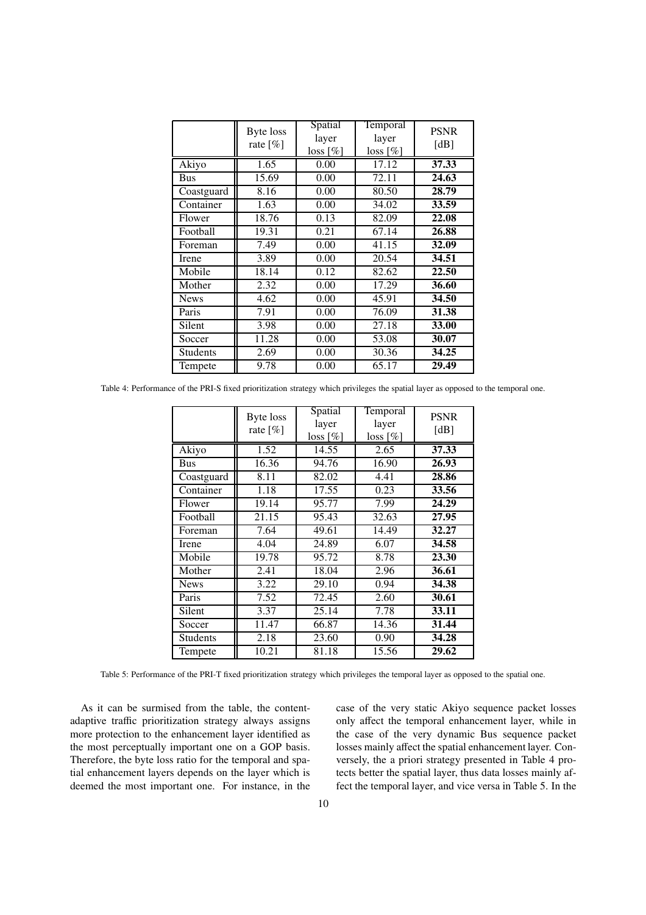|  | Byte loss rate [%] | Spatial layer loss [%] | Temporal layer loss [%] | PSNR [dB] |
|---|---|---|---|---|
| Akiyo | 1.65 | 0.00 | 17.12 | **37.33** |
| Bus | 15.69 | 0.00 | 72.11 | **24.63** |
| Coastguard | 8.16 | 0.00 | 80.50 | **28.79** |
| Container | 1.63 | 0.00 | 34.02 | **33.59** |
| Flower | 18.76 | 0.13 | 82.09 | **22.08** |
| Football | 19.31 | 0.21 | 67.14 | **26.88** |
| Foreman | 7.49 | 0.00 | 41.15 | **32.09** |
| Irene | 3.89 | 0.00 | 20.54 | **34.51** |
| Mobile | 18.14 | 0.12 | 82.62 | **22.50** |
| Mother | 2.32 | 0.00 | 17.29 | **36.60** |
| News | 4.62 | 0.00 | 45.91 | **34.50** |
| Paris | 7.91 | 0.00 | 76.09 | **31.38** |
| Silent | 3.98 | 0.00 | 27.18 | **33.00** |
| Soccer | 11.28 | 0.00 | 53.08 | **30.07** |
| Students | 2.69 | 0.00 | 30.36 | **34.25** |
| Tempete | 9.78 | 0.00 | 65.17 | **29.49** |

Table 4: Performance of the PRI-S fixed prioritization strategy which privileges the spatial layer as opposed to the temporal one.

|  | Byte loss rate [%] | Spatial layer loss [%] | Temporal layer loss [%] | PSNR [dB] |
|---|---|---|---|---|
| Akiyo | 1.52 | 14.55 | 2.65 | **37.33** |
| Bus | 16.36 | 94.76 | 16.90 | **26.93** |
| Coastguard | 8.11 | 82.02 | 4.41 | **28.86** |
| Container | 1.18 | 17.55 | 0.23 | **33.56** |
| Flower | 19.14 | 95.77 | 7.99 | **24.29** |
| Football | 21.15 | 95.43 | 32.63 | **27.95** |
| Foreman | 7.64 | 49.61 | 14.49 | **32.27** |
| Irene | 4.04 | 24.89 | 6.07 | **34.58** |
| Mobile | 19.78 | 95.72 | 8.78 | **23.30** |
| Mother | 2.41 | 18.04 | 2.96 | **36.61** |
| News | 3.22 | 29.10 | 0.94 | **34.38** |
| Paris | 7.52 | 72.45 | 2.60 | **30.61** |
| Silent | 3.37 | 25.14 | 7.78 | **33.11** |
| Soccer | 11.47 | 66.87 | 14.36 | **31.44** |
| Students | 2.18 | 23.60 | 0.90 | **34.28** |
| Tempete | 10.21 | 81.18 | 15.56 | **29.62** |

Table 5: Performance of the PRI-T fixed prioritization strategy which privileges the temporal layer as opposed to the spatial one.

As it can be surmised from the table, the content-adaptive traffic prioritization strategy always assigns more protection to the enhancement layer identified as the most perceptually important one on a GOP basis. Therefore, the byte loss ratio for the temporal and spatial enhancement layers depends on the layer which is deemed the most important one. For instance, in the case of the very static Akiyo sequence packet losses only affect the temporal enhancement layer, while in the case of the very dynamic Bus sequence packet losses mainly affect the spatial enhancement layer. Conversely, the a priori strategy presented in Table 4 protects better the spatial layer, thus data losses mainly affect the temporal layer, and vice versa in Table 5. In the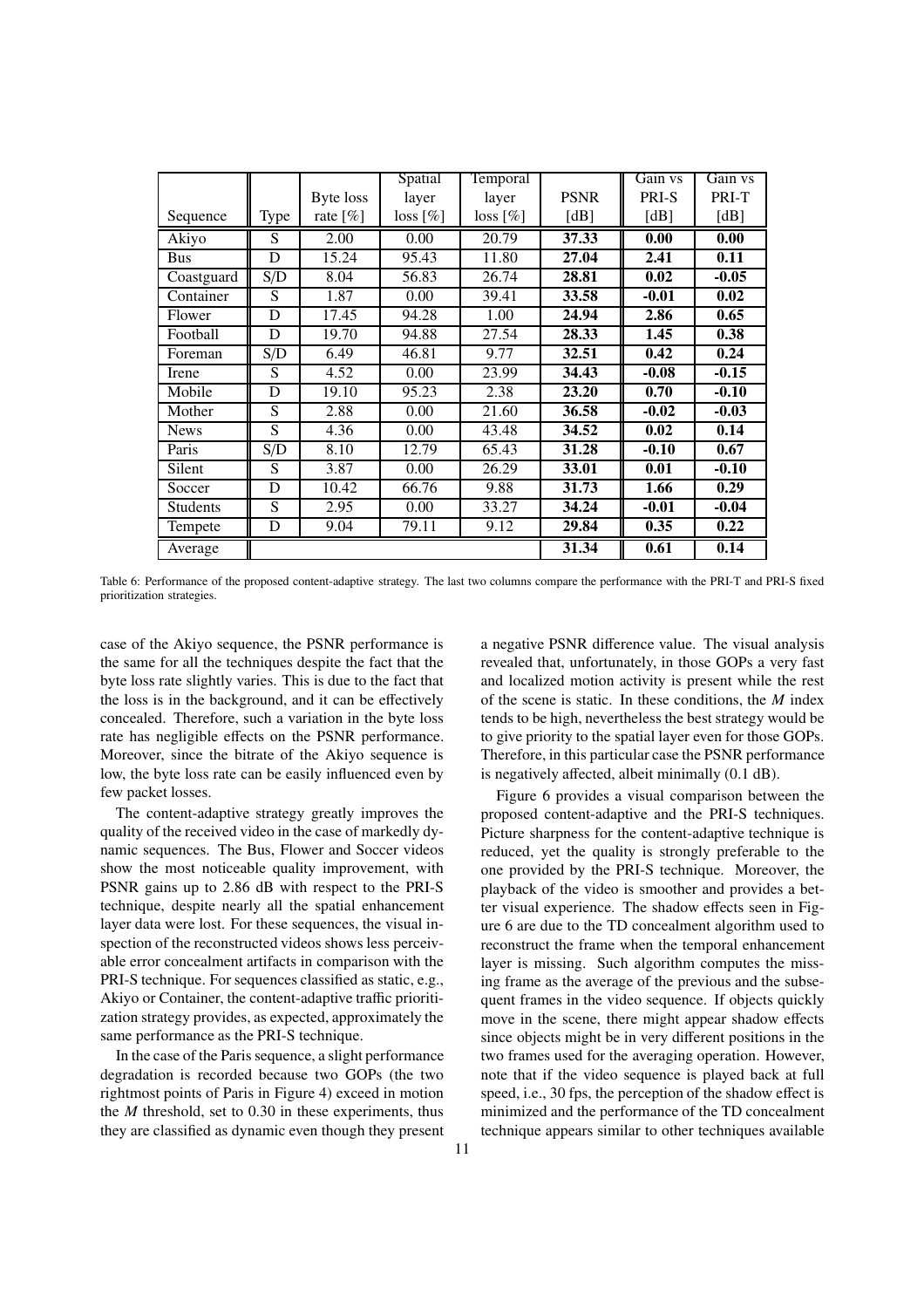| Sequence | Type | Byte loss rate [%] | Spatial layer loss [%] | Temporal layer loss [%] | PSNR [dB] | Gain vs PRI-S [dB] | Gain vs PRI-T [dB] |
|---|---|---|---|---|---|---|---|
| Akiyo | S | 2.00 | 0.00 | 20.79 | **37.33** | **0.00** | **0.00** |
| Bus | D | 15.24 | 95.43 | 11.80 | **27.04** | **2.41** | **0.11** |
| Coastguard | S/D | 8.04 | 56.83 | 26.74 | **28.81** | **0.02** | **-0.05** |
| Container | S | 1.87 | 0.00 | 39.41 | **33.58** | **-0.01** | **0.02** |
| Flower | D | 17.45 | 94.28 | 1.00 | **24.94** | **2.86** | **0.65** |
| Football | D | 19.70 | 94.88 | 27.54 | **28.33** | **1.45** | **0.38** |
| Foreman | S/D | 6.49 | 46.81 | 9.77 | **32.51** | **0.42** | **0.24** |
| Irene | S | 4.52 | 0.00 | 23.99 | **34.43** | **-0.08** | **-0.15** |
| Mobile | D | 19.10 | 95.23 | 2.38 | **23.20** | **0.70** | **-0.10** |
| Mother | S | 2.88 | 0.00 | 21.60 | **36.58** | **-0.02** | **-0.03** |
| News | S | 4.36 | 0.00 | 43.48 | **34.52** | **0.02** | **0.14** |
| Paris | S/D | 8.10 | 12.79 | 65.43 | **31.28** | **-0.10** | **0.67** |
| Silent | S | 3.87 | 0.00 | 26.29 | **33.01** | **0.01** | **-0.10** |
| Soccer | D | 10.42 | 66.76 | 9.88 | **31.73** | **1.66** | **0.29** |
| Students | S | 2.95 | 0.00 | 33.27 | **34.24** | **-0.01** | **-0.04** |
| Tempete | D | 9.04 | 79.11 | 9.12 | **29.84** | **0.35** | **0.22** |
| Average | | | | | **31.34** | **0.61** | **0.14** |

Table 6: Performance of the proposed content-adaptive strategy. The last two columns compare the performance with the PRI-T and PRI-S fixed prioritization strategies.

case of the Akiyo sequence, the PSNR performance is the same for all the techniques despite the fact that the byte loss rate slightly varies. This is due to the fact that the loss is in the background, and it can be effectively concealed. Therefore, such a variation in the byte loss rate has negligible effects on the PSNR performance. Moreover, since the bitrate of the Akiyo sequence is low, the byte loss rate can be easily influenced even by few packet losses.

The content-adaptive strategy greatly improves the quality of the received video in the case of markedly dynamic sequences. The Bus, Flower and Soccer videos show the most noticeable quality improvement, with PSNR gains up to 2.86 dB with respect to the PRI-S technique, despite nearly all the spatial enhancement layer data were lost. For these sequences, the visual inspection of the reconstructed videos shows less perceivable error concealment artifacts in comparison with the PRI-S technique. For sequences classified as static, e.g., Akiyo or Container, the content-adaptive traffic prioritization strategy provides, as expected, approximately the same performance as the PRI-S technique.

In the case of the Paris sequence, a slight performance degradation is recorded because two GOPs (the two rightmost points of Paris in Figure 4) exceed in motion the $M$ threshold, set to 0.30 in these experiments, thus they are classified as dynamic even though they present a negative PSNR difference value. The visual analysis revealed that, unfortunately, in those GOPs a very fast and localized motion activity is present while the rest of the scene is static. In these conditions, the $M$ index tends to be high, nevertheless the best strategy would be to give priority to the spatial layer even for those GOPs. Therefore, in this particular case the PSNR performance is negatively affected, albeit minimally (0.1 dB).

Figure 6 provides a visual comparison between the proposed content-adaptive and the PRI-S techniques. Picture sharpness for the content-adaptive technique is reduced, yet the quality is strongly preferable to the one provided by the PRI-S technique. Moreover, the playback of the video is smoother and provides a better visual experience. The shadow effects seen in Figure 6 are due to the TD concealment algorithm used to reconstruct the frame when the temporal enhancement layer is missing. Such algorithm computes the missing frame as the average of the previous and the subsequent frames in the video sequence. If objects quickly move in the scene, there might appear shadow effects since objects might be in very different positions in the two frames used for the averaging operation. However, note that if the video sequence is played back at full speed, i.e., 30 fps, the perception of the shadow effect is minimized and the performance of the TD concealment technique appears similar to other techniques available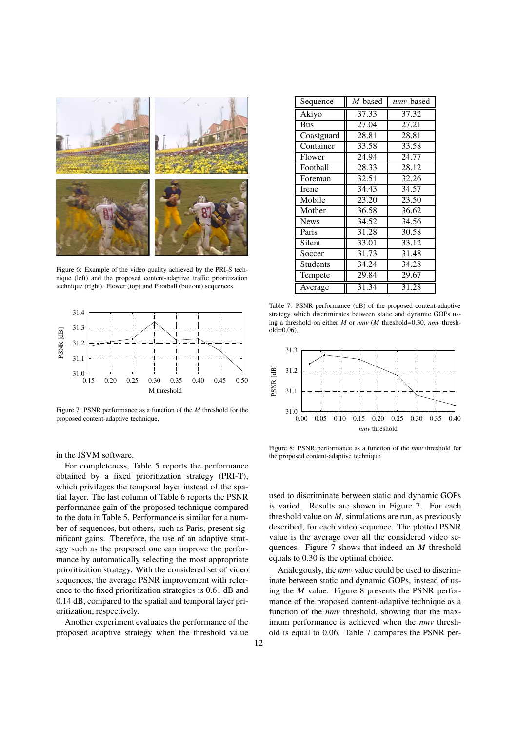Figure 6: Example of the video quality achieved by the PRI-S technique (left) and the proposed content-adaptive traffic prioritization technique (right). Flower (top) and Football (bottom) sequences.

Figure 7: PSNR performance as a function of the $M$ threshold for the proposed content-adaptive technique.

in the JSVM software.

For completeness, Table 5 reports the performance obtained by a fixed prioritization strategy (PRI-T), which privileges the temporal layer instead of the spatial layer. The last column of Table 6 reports the PSNR performance gain of the proposed technique compared to the data in Table 5. Performance is similar for a number of sequences, but others, such as Paris, present significant gains. Therefore, the use of an adaptive strategy such as the proposed one can improve the performance by automatically selecting the most appropriate prioritization strategy. With the considered set of video sequences, the average PSNR improvement with reference to the fixed prioritization strategies is 0.61 dB and 0.14 dB, compared to the spatial and temporal layer prioritization, respectively.

Another experiment evaluates the performance of the proposed adaptive strategy when the threshold value used to discriminate between static and dynamic GOPs is varied. Results are shown in Figure 7. For each threshold value on $M$, simulations are run, as previously described, for each video sequence. The plotted PSNR value is the average over all the considered video sequences. Figure 7 shows that indeed an $M$ threshold equals to 0.30 is the optimal choice.

Analogously, the *nmv* value could be used to discriminate between static and dynamic GOPs, instead of using the $M$ value. Figure 8 presents the PSNR performance of the proposed content-adaptive technique as a function of the *nmv* threshold, showing that the maximum performance is achieved when the *nmv* threshold is equal to 0.06. Table 7 compares the PSNR per-

| Sequence | $M$-based | *nmv*-based |
|---|---|---|
| Akiyo | 37.33 | 37.32 |
| Bus | 27.04 | 27.21 |
| Coastguard | 28.81 | 28.81 |
| Container | 33.58 | 33.58 |
| Flower | 24.94 | 24.77 |
| Football | 28.33 | 28.12 |
| Foreman | 32.51 | 32.26 |
| Irene | 34.43 | 34.57 |
| Mobile | 23.20 | 23.50 |
| Mother | 36.58 | 36.62 |
| News | 34.52 | 34.56 |
| Paris | 31.28 | 30.58 |
| Silent | 33.01 | 33.12 |
| Soccer | 31.73 | 31.48 |
| Students | 34.24 | 34.28 |
| Tempete | 29.84 | 29.67 |
| Average | 31.34 | 31.28 |

Table 7: PSNR performance (dB) of the proposed content-adaptive strategy which discriminates between static and dynamic GOPs using a threshold on either $M$ or *nmv* ($M$ threshold=0.30, *nmv* threshold=0.06).

Figure 8: PSNR performance as a function of the *nmv* threshold for the proposed content-adaptive technique.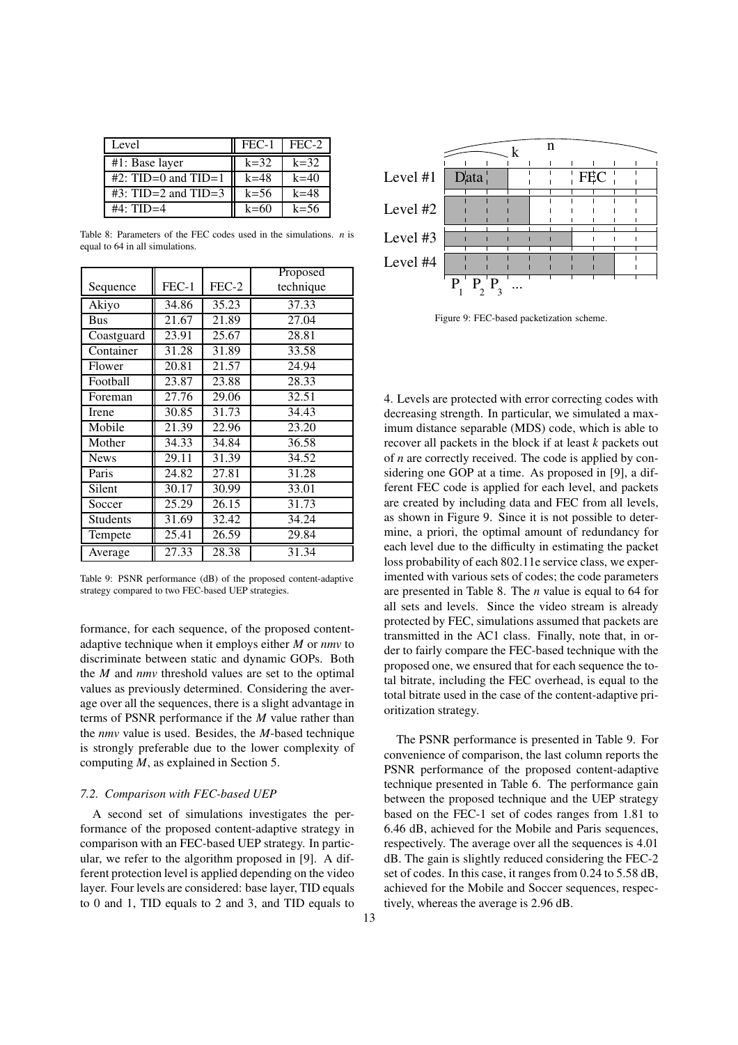| Level | FEC-1 | FEC-2 |
|---|---|---|
| #1: Base layer | k=32 | k=32 |
| #2: TID=0 and TID=1 | k=48 | k=40 |
| #3: TID=2 and TID=3 | k=56 | k=48 |
| #4: TID=4 | k=60 | k=56 |

Table 8: Parameters of the FEC codes used in the simulations. *n* is equal to 64 in all simulations.

| Sequence | FEC-1 | FEC-2 | Proposed technique |
|---|---|---|---|
| Akiyo | 34.86 | 35.23 | 37.33 |
| Bus | 21.67 | 21.89 | 27.04 |
| Coastguard | 23.91 | 25.67 | 28.81 |
| Container | 31.28 | 31.89 | 33.58 |
| Flower | 20.81 | 21.57 | 24.94 |
| Football | 23.87 | 23.88 | 28.33 |
| Foreman | 27.76 | 29.06 | 32.51 |
| Irene | 30.85 | 31.73 | 34.43 |
| Mobile | 21.39 | 22.96 | 23.20 |
| Mother | 34.33 | 34.84 | 36.58 |
| News | 29.11 | 31.39 | 34.52 |
| Paris | 24.82 | 27.81 | 31.28 |
| Silent | 30.17 | 30.99 | 33.01 |
| Soccer | 25.29 | 26.15 | 31.73 |
| Students | 31.69 | 32.42 | 34.24 |
| Tempete | 25.41 | 26.59 | 29.84 |
| Average | 27.33 | 28.38 | 31.34 |

Table 9: PSNR performance (dB) of the proposed content-adaptive strategy compared to two FEC-based UEP strategies.

formance, for each sequence, of the proposed content-adaptive technique when it employs either *M* or *nmv* to discriminate between static and dynamic GOPs. Both the *M* and *nmv* threshold values are set to the optimal values as previously determined. Considering the average over all the sequences, there is a slight advantage in terms of PSNR performance if the *M* value rather than the *nmv* value is used. Besides, the *M*-based technique is strongly preferable due to the lower complexity of computing *M*, as explained in Section 5.

### 7.2. Comparison with FEC-based UEP

A second set of simulations investigates the performance of the proposed content-adaptive strategy in comparison with an FEC-based UEP strategy. In particular, we refer to the algorithm proposed in [9]. A different protection level is applied depending on the video layer. Four levels are considered: base layer, TID equals to 0 and 1, TID equals to 2 and 3, and TID equals to 4. Levels are protected with error correcting codes with decreasing strength. In particular, we simulated a maximum distance separable (MDS) code, which is able to recover all packets in the block if at least *k* packets out of *n* are correctly received. The code is applied by considering one GOP at a time. As proposed in [9], a different FEC code is applied for each level, and packets are created by including data and FEC from all levels, as shown in Figure 9. Since it is not possible to determine, a priori, the optimal amount of redundancy for each level due to the difficulty in estimating the packet loss probability of each 802.11e service class, we experimented with various sets of codes; the code parameters are presented in Table 8. The *n* value is equal to 64 for all sets and levels. Since the video stream is already protected by FEC, simulations assumed that packets are transmitted in the AC1 class. Finally, note that, in order to fairly compare the FEC-based technique with the proposed one, we ensured that for each sequence the total bitrate, including the FEC overhead, is equal to the total bitrate used in the case of the content-adaptive prioritization strategy.

Figure 9: FEC-based packetization scheme.

The PSNR performance is presented in Table 9. For convenience of comparison, the last column reports the PSNR performance of the proposed content-adaptive technique presented in Table 6. The performance gain between the proposed technique and the UEP strategy based on the FEC-1 set of codes ranges from 1.81 to 6.46 dB, achieved for the Mobile and Paris sequences, respectively. The average over all the sequences is 4.01 dB. The gain is slightly reduced considering the FEC-2 set of codes. In this case, it ranges from 0.24 to 5.58 dB, achieved for the Mobile and Soccer sequences, respectively, whereas the average is 2.96 dB.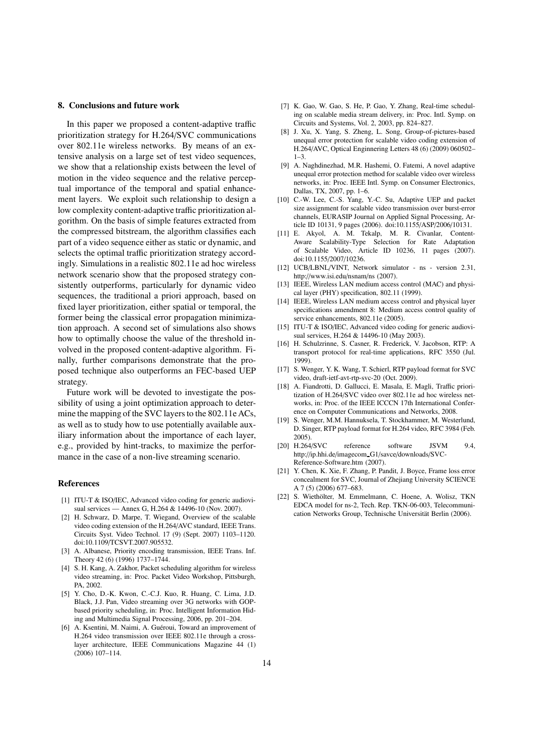## 8. Conclusions and future work

In this paper we proposed a content-adaptive traffic prioritization strategy for H.264/SVC communications over 802.11e wireless networks. By means of an extensive analysis on a large set of test video sequences, we show that a relationship exists between the level of motion in the video sequence and the relative perceptual importance of the temporal and spatial enhancement layers. We exploit such relationship to design a low complexity content-adaptive traffic prioritization algorithm. On the basis of simple features extracted from the compressed bitstream, the algorithm classifies each part of a video sequence either as static or dynamic, and selects the optimal traffic prioritization strategy accordingly. Simulations in a realistic 802.11e ad hoc wireless network scenario show that the proposed strategy consistently outperforms, particularly for dynamic video sequences, the traditional a priori approach, based on fixed layer prioritization, either spatial or temporal, the former being the classical error propagation minimization approach. A second set of simulations also shows how to optimally choose the value of the threshold involved in the proposed content-adaptive algorithm. Finally, further comparisons demonstrate that the proposed technique also outperforms an FEC-based UEP strategy.

Future work will be devoted to investigate the possibility of using a joint optimization approach to determine the mapping of the SVC layers to the 802.11e ACs, as well as to study how to use potentially available auxiliary information about the importance of each layer, e.g., provided by hint-tracks, to maximize the performance in the case of a non-live streaming scenario.

## References

[1] ITU-T & ISO/IEC, Advanced video coding for generic audiovisual services — Annex G, H.264 & 14496-10 (Nov. 2007).

[2] H. Schwarz, D. Marpe, T. Wiegand, Overview of the scalable video coding extension of the H.264/AVC standard, IEEE Trans. Circuits Syst. Video Technol. 17 (9) (Sept. 2007) 1103–1120. doi:10.1109/TCSVT.2007.905532.

[3] A. Albanese, Priority encoding transmission, IEEE Trans. Inf. Theory 42 (6) (1996) 1737–1744.

[4] S. H. Kang, A. Zakhor, Packet scheduling algorithm for wireless video streaming, in: Proc. Packet Video Workshop, Pittsburgh, PA, 2002.

[5] Y. Cho, D.-K. Kwon, C.-C.J. Kuo, R. Huang, C. Lima, J.D. Black, J.J. Pan, Video streaming over 3G networks with GOP-based priority scheduling, in: Proc. Intelligent Information Hiding and Multimedia Signal Processing, 2006, pp. 201–204.

[6] A. Ksentini, M. Naimi, A. Guéroui, Toward an improvement of H.264 video transmission over IEEE 802.11e through a cross-layer architecture, IEEE Communications Magazine 44 (1) (2006) 107–114.

[7] K. Gao, W. Gao, S. He, P. Gao, Y. Zhang, Real-time scheduling on scalable media stream delivery, in: Proc. Intl. Symp. on Circuits and Systems, Vol. 2, 2003, pp. 824–827.

[8] J. Xu, X. Yang, S. Zheng, L. Song, Group-of-pictures-based unequal error protection for scalable video coding extension of H.264/AVC, Optical Enginnering Letters 48 (6) (2009) 060502–1–3.

[9] A. Naghdinezhad, M.R. Hashemi, O. Fatemi, A novel adaptive unequal error protection method for scalable video over wireless networks, in: Proc. IEEE Intl. Symp. on Consumer Electronics, Dallas, TX, 2007, pp. 1–6.

[10] C.-W. Lee, C.-S. Yang, Y.-C. Su, Adaptive UEP and packet size assignment for scalable video transmission over burst-error channels, EURASIP Journal on Applied Signal Processing, Article ID 10131, 9 pages (2006). doi:10.1155/ASP/2006/10131.

[11] E. Akyol, A. M. Tekalp, M. R. Civanlar, Content-Aware Scalability-Type Selection for Rate Adaptation of Scalable Video, Article ID 10236, 11 pages (2007). doi:10.1155/2007/10236.

[12] UCB/LBNL/VINT, Network simulator - ns - version 2.31, http://www.isi.edu/nsnam/ns (2007).

[13] IEEE, Wireless LAN medium access control (MAC) and physical layer (PHY) specification, 802.11 (1999).

[14] IEEE, Wireless LAN medium access control and physical layer specifications amendment 8: Medium access control quality of service enhancements, 802.11e (2005).

[15] ITU-T & ISO/IEC, Advanced video coding for generic audiovisual services, H.264 & 14496-10 (May 2003).

[16] H. Schulzrinne, S. Casner, R. Frederick, V. Jacobson, RTP: A transport protocol for real-time applications, RFC 3550 (Jul. 1999).

[17] S. Wenger, Y. K. Wang, T. Schierl, RTP payload format for SVC video, draft-ietf-avt-rtp-svc-20 (Oct. 2009).

[18] A. Fiandrotti, D. Gallucci, E. Masala, E. Magli, Traffic prioritization of H.264/SVC video over 802.11e ad hoc wireless networks, in: Proc. of the IEEE ICCCN 17th International Conference on Computer Communications and Networks, 2008.

[19] S. Wenger, M.M. Hannuksela, T. Stockhammer, M. Westerlund, D. Singer, RTP payload format for H.264 video, RFC 3984 (Feb. 2005).

[20] H.264/SVC reference software JSVM 9.4, http://ip.hhi.de/imagecom_G1/savce/downloads/SVC-Reference-Software.htm (2007).

[21] Y. Chen, K. Xie, F. Zhang, P. Pandit, J. Boyce, Frame loss error concealment for SVC, Journal of Zhejiang University SCIENCE A 7 (5) (2006) 677–683.

[22] S. Wiethölter, M. Emmelmann, C. Hoene, A. Wolisz, TKN EDCA model for ns-2, Tech. Rep. TKN-06-003, Telecommunication Networks Group, Technische Universität Berlin (2006).